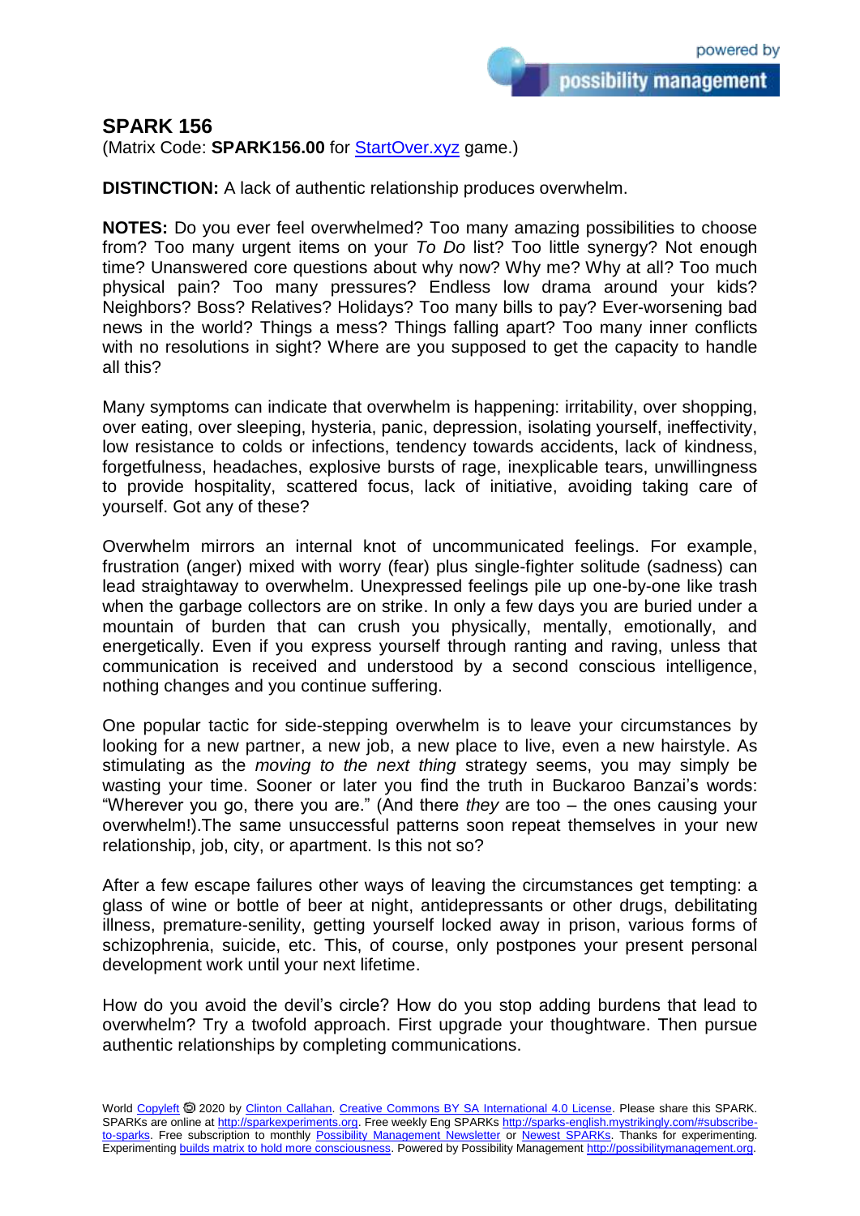# SPARK 156

(Matrix Code: **SPARK156.00** for StartOver.xyz game.)

**DISTINCTION:** A lack of authentic relationship produces overwhelm.

**NOTES:** Do you ever feel overwhelmed? Too many amazing possibilities to choose from? Too many urgent items on your *To Do* list? Too little synergy? Not enough time? Unanswered core questions about why now? Why me? Why at all? Too much physical pain? Too many pressures? Endless low drama around your kids? Neighbors? Boss? Relatives? Holidays? Too many bills to pay? Ever-worsening bad news in the world? Things a mess? Things falling apart? Too many inner conflicts with no resolutions in sight? Where are you supposed to get the capacity to handle all this?

Many symptoms can indicate that overwhelm is happening: irritability, over shopping, over eating, over sleeping, hysteria, panic, depression, isolating yourself, ineffectivity, low resistance to colds or infections, tendency towards accidents, lack of kindness, forgetfulness, headaches, explosive bursts of rage, inexplicable tears, unwillingness to provide hospitality, scattered focus, lack of initiative, avoiding taking care of yourself. Got any of these?

Overwhelm mirrors an internal knot of uncommunicated feelings. For example, frustration (anger) mixed with worry (fear) plus single-fighter solitude (sadness) can lead straightaway to overwhelm. Unexpressed feelings pile up one-by-one like trash when the garbage collectors are on strike. In only a few days you are buried under a mountain of burden that can crush you physically, mentally, emotionally, and energetically. Even if you express yourself through ranting and raving, unless that communication is received and understood by a second conscious intelligence, nothing changes and you continue suffering.

One popular tactic for side-stepping overwhelm is to leave your circumstances by looking for a new partner, a new job, a new place to live, even a new hairstyle. As stimulating as the *moving to the next thing* strategy seems, you may simply be wasting your time. Sooner or later you find the truth in Buckaroo Banzai's words: "Wherever you go, there you are." (And there *they* are too – the ones causing your overwhelm!).The same unsuccessful patterns soon repeat themselves in your new relationship, job, city, or apartment. Is this not so?

After a few escape failures other ways of leaving the circumstances get tempting: a glass of wine or bottle of beer at night, antidepressants or other drugs, debilitating illness, premature-senility, getting yourself locked away in prison, various forms of schizophrenia, suicide, etc. This, of course, only postpones your present personal development work until your next lifetime.

How do you avoid the devil's circle? How do you stop adding burdens that lead to overwhelm? Try a twofold approach. First upgrade your thoughtware. Then pursue authentic relationships by completing communications.

World Copyleft 🄯 2020 by Clinton Callahan. Creative Commons BY SA International 4.0 License. Please share this SPARK. SPARKs are online at http://sparkexperiments.org. Free weekly Eng SPARKs http://sparks-english.mystrikingly.com/#subscribe-to-sparks. Free subscription to monthly Possibility Management Newsletter or Newest SPARKs. Thanks for experimenting. Experimenting builds matrix to hold more consciousness. Powered by Possibility Management http://possibilitymanagement.org.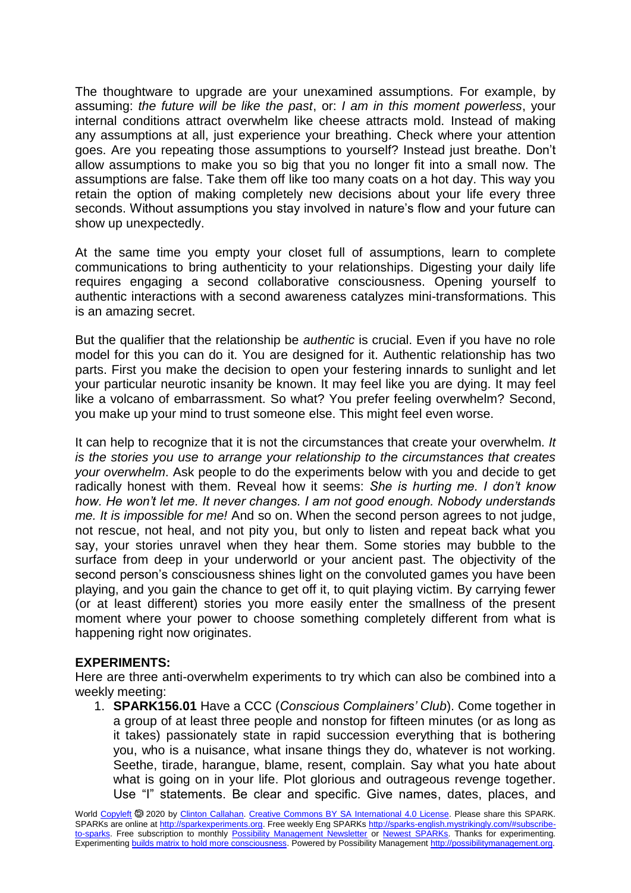The thoughtware to upgrade are your unexamined assumptions. For example, by assuming: *the future will be like the past*, or: *I am in this moment powerless*, your internal conditions attract overwhelm like cheese attracts mold. Instead of making any assumptions at all, just experience your breathing. Check where your attention goes. Are you repeating those assumptions to yourself? Instead just breathe. Don't allow assumptions to make you so big that you no longer fit into a small now. The assumptions are false. Take them off like too many coats on a hot day. This way you retain the option of making completely new decisions about your life every three seconds. Without assumptions you stay involved in nature's flow and your future can show up unexpectedly.

At the same time you empty your closet full of assumptions, learn to complete communications to bring authenticity to your relationships. Digesting your daily life requires engaging a second collaborative consciousness. Opening yourself to authentic interactions with a second awareness catalyzes mini-transformations. This is an amazing secret.

But the qualifier that the relationship be *authentic* is crucial. Even if you have no role model for this you can do it. You are designed for it. Authentic relationship has two parts. First you make the decision to open your festering innards to sunlight and let your particular neurotic insanity be known. It may feel like you are dying. It may feel like a volcano of embarrassment. So what? You prefer feeling overwhelm? Second, you make up your mind to trust someone else. This might feel even worse.

It can help to recognize that it is not the circumstances that create your overwhelm. *It is the stories you use to arrange your relationship to the circumstances that creates your overwhelm*. Ask people to do the experiments below with you and decide to get radically honest with them. Reveal how it seems: *She is hurting me. I don't know how. He won't let me. It never changes. I am not good enough. Nobody understands me. It is impossible for me!* And so on. When the second person agrees to not judge, not rescue, not heal, and not pity you, but only to listen and repeat back what you say, your stories unravel when they hear them. Some stories may bubble to the surface from deep in your underworld or your ancient past. The objectivity of the second person's consciousness shines light on the convoluted games you have been playing, and you gain the chance to get off it, to quit playing victim. By carrying fewer (or at least different) stories you more easily enter the smallness of the present moment where your power to choose something completely different from what is happening right now originates.

**EXPERIMENTS:**

Here are three anti-overwhelm experiments to try which can also be combined into a weekly meeting:

1. **SPARK156.01** Have a CCC (*Conscious Complainers' Club*). Come together in a group of at least three people and nonstop for fifteen minutes (or as long as it takes) passionately state in rapid succession everything that is bothering you, who is a nuisance, what insane things they do, whatever is not working. Seethe, tirade, harangue, blame, resent, complain. Say what you hate about what is going on in your life. Plot glorious and outrageous revenge together. Use "I" statements. Be clear and specific. Give names, dates, places, and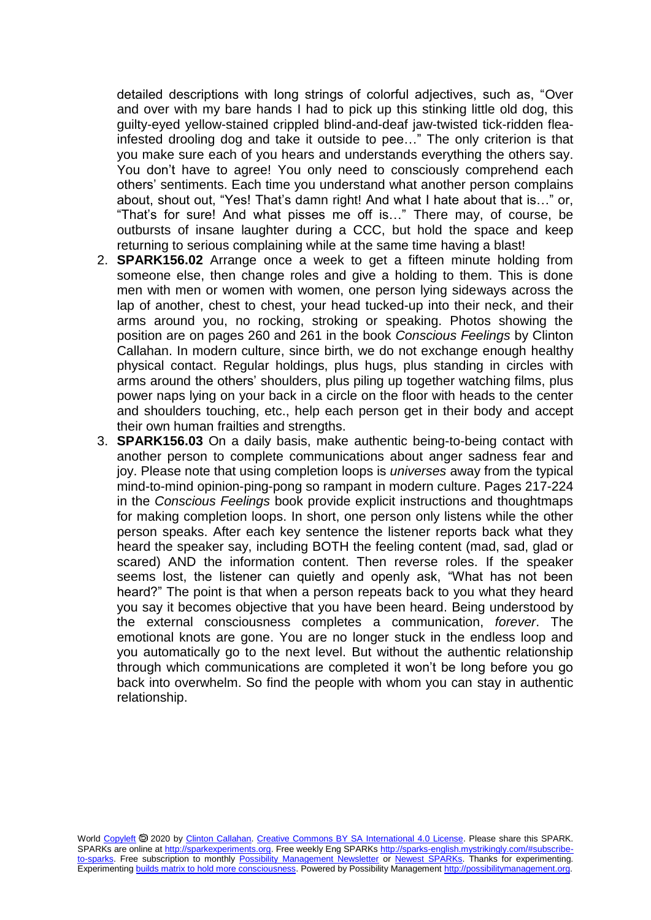detailed descriptions with long strings of colorful adjectives, such as, "Over and over with my bare hands I had to pick up this stinking little old dog, this guilty-eyed yellow-stained crippled blind-and-deaf jaw-twisted tick-ridden flea-infested drooling dog and take it outside to pee…" The only criterion is that you make sure each of you hears and understands everything the others say. You don't have to agree! You only need to consciously comprehend each others' sentiments. Each time you understand what another person complains about, shout out, "Yes! That's damn right! And what I hate about that is…" or, "That's for sure! And what pisses me off is…" There may, of course, be outbursts of insane laughter during a CCC, but hold the space and keep returning to serious complaining while at the same time having a blast!

2. **SPARK156.02** Arrange once a week to get a fifteen minute holding from someone else, then change roles and give a holding to them. This is done men with men or women with women, one person lying sideways across the lap of another, chest to chest, your head tucked-up into their neck, and their arms around you, no rocking, stroking or speaking. Photos showing the position are on pages 260 and 261 in the book *Conscious Feelings* by Clinton Callahan. In modern culture, since birth, we do not exchange enough healthy physical contact. Regular holdings, plus hugs, plus standing in circles with arms around the others' shoulders, plus piling up together watching films, plus power naps lying on your back in a circle on the floor with heads to the center and shoulders touching, etc., help each person get in their body and accept their own human frailties and strengths.
3. **SPARK156.03** On a daily basis, make authentic being-to-being contact with another person to complete communications about anger sadness fear and joy. Please note that using completion loops is *universes* away from the typical mind-to-mind opinion-ping-pong so rampant in modern culture. Pages 217-224 in the *Conscious Feelings* book provide explicit instructions and thoughtmaps for making completion loops. In short, one person only listens while the other person speaks. After each key sentence the listener reports back what they heard the speaker say, including BOTH the feeling content (mad, sad, glad or scared) AND the information content. Then reverse roles. If the speaker seems lost, the listener can quietly and openly ask, "What has not been heard?" The point is that when a person repeats back to you what they heard you say it becomes objective that you have been heard. Being understood by the external consciousness completes a communication, *forever*. The emotional knots are gone. You are no longer stuck in the endless loop and you automatically go to the next level. But without the authentic relationship through which communications are completed it won't be long before you go back into overwhelm. So find the people with whom you can stay in authentic relationship.

World Copyleft 🄯 2020 by Clinton Callahan. Creative Commons BY SA International 4.0 License. Please share this SPARK. SPARKs are online at http://sparkexperiments.org. Free weekly Eng SPARKs http://sparks-english.mystrikingly.com/#subscribe-to-sparks. Free subscription to monthly Possibility Management Newsletter or Newest SPARKs. Thanks for experimenting. Experimenting builds matrix to hold more consciousness. Powered by Possibility Management http://possibilitymanagement.org.